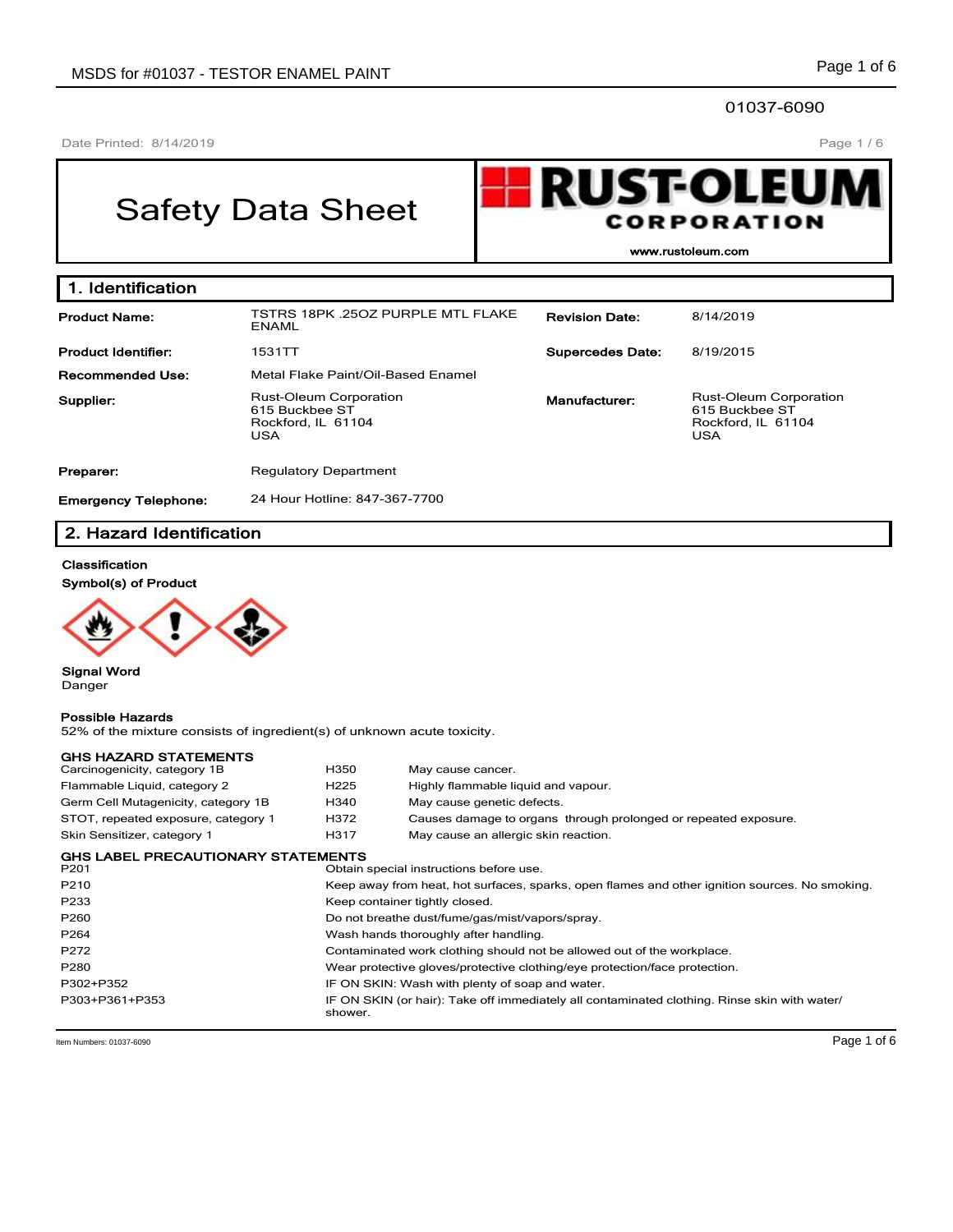01037-6090

Date Printed: 8/14/2019

# Safety Data Sheet

**RUST-OLEUM CORPORATION**
www.rustoleum.com

## 1. Identification

| | | | |
|---|---|---|---|
| **Product Name:** | TSTRS 18PK .25OZ PURPLE MTL FLAKE ENAML | **Revision Date:** | 8/14/2019 |
| **Product Identifier:** | 1531TT | **Supercedes Date:** | 8/19/2015 |
| **Recommended Use:** | Metal Flake Paint/Oil-Based Enamel | | |
| **Supplier:** | Rust-Oleum Corporation 615 Buckbee ST Rockford, IL 61104 USA | **Manufacturer:** | Rust-Oleum Corporation 615 Buckbee ST Rockford, IL 61104 USA |
| **Preparer:** | Regulatory Department | | |
| **Emergency Telephone:** | 24 Hour Hotline: 847-367-7700 | | |

## 2. Hazard Identification

**Classification**

**Symbol(s) of Product**

**Signal Word**
Danger

**Possible Hazards**
52% of the mixture consists of ingredient(s) of unknown acute toxicity.

**GHS HAZARD STATEMENTS**

| | | |
|---|---|---|
| Carcinogenicity, category 1B | H350 | May cause cancer. |
| Flammable Liquid, category 2 | H225 | Highly flammable liquid and vapour. |
| Germ Cell Mutagenicity, category 1B | H340 | May cause genetic defects. |
| STOT, repeated exposure, category 1 | H372 | Causes damage to organs through prolonged or repeated exposure. |
| Skin Sensitizer, category 1 | H317 | May cause an allergic skin reaction. |

**GHS LABEL PRECAUTIONARY STATEMENTS**

| | |
|---|---|
| P201 | Obtain special instructions before use. |
| P210 | Keep away from heat, hot surfaces, sparks, open flames and other ignition sources. No smoking. |
| P233 | Keep container tightly closed. |
| P260 | Do not breathe dust/fume/gas/mist/vapors/spray. |
| P264 | Wash hands thoroughly after handling. |
| P272 | Contaminated work clothing should not be allowed out of the workplace. |
| P280 | Wear protective gloves/protective clothing/eye protection/face protection. |
| P302+P352 | IF ON SKIN: Wash with plenty of soap and water. |
| P303+P361+P353 | IF ON SKIN (or hair): Take off immediately all contaminated clothing. Rinse skin with water/ shower. |

Item Numbers: 01037-6090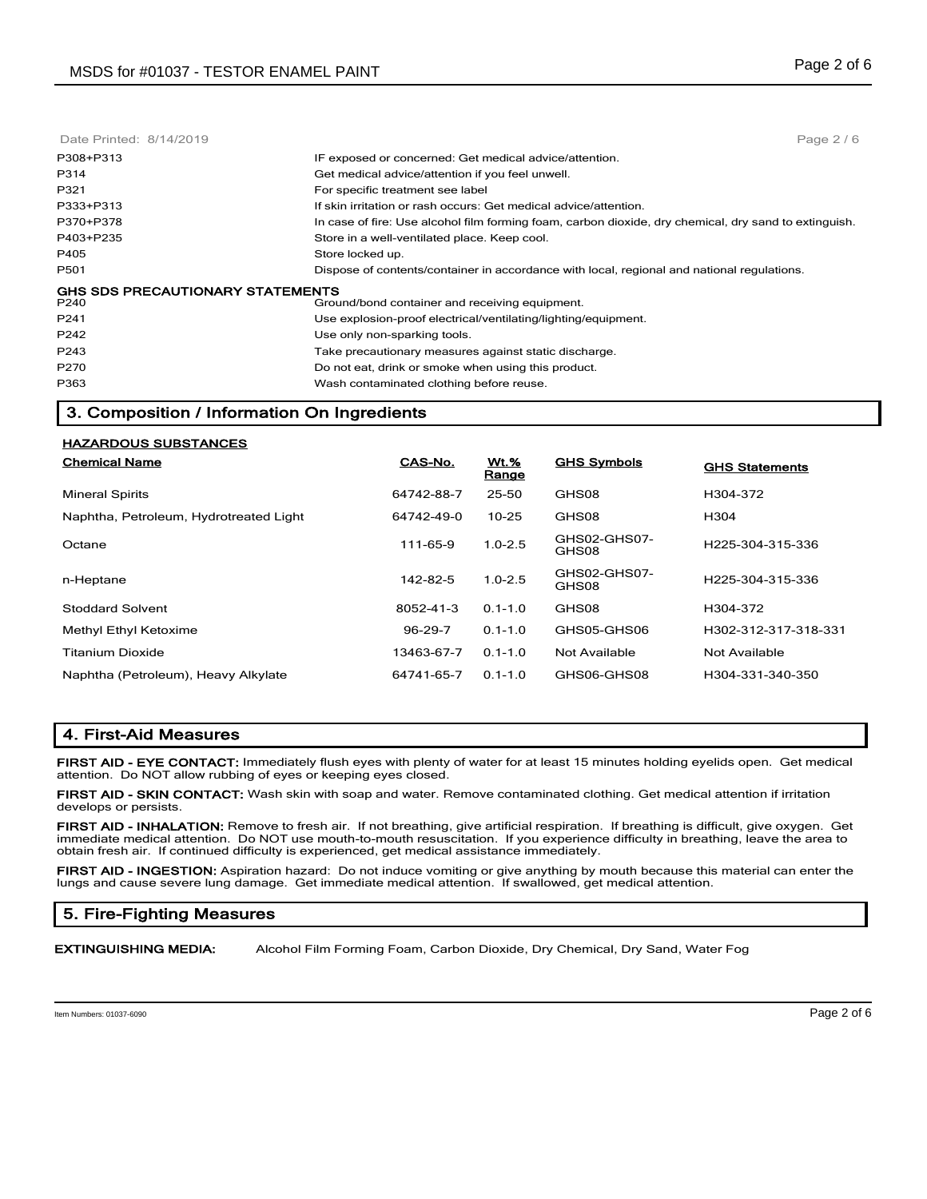Date Printed: 8/14/2019

| | |
|---|---|
| P308+P313 | IF exposed or concerned: Get medical advice/attention. |
| P314 | Get medical advice/attention if you feel unwell. |
| P321 | For specific treatment see label |
| P333+P313 | If skin irritation or rash occurs: Get medical advice/attention. |
| P370+P378 | In case of fire: Use alcohol film forming foam, carbon dioxide, dry chemical, dry sand to extinguish. |
| P403+P235 | Store in a well-ventilated place. Keep cool. |
| P405 | Store locked up. |
| P501 | Dispose of contents/container in accordance with local, regional and national regulations. |

**GHS SDS PRECAUTIONARY STATEMENTS**

| | |
|---|---|
| P240 | Ground/bond container and receiving equipment. |
| P241 | Use explosion-proof electrical/ventilating/lighting/equipment. |
| P242 | Use only non-sparking tools. |
| P243 | Take precautionary measures against static discharge. |
| P270 | Do not eat, drink or smoke when using this product. |
| P363 | Wash contaminated clothing before reuse. |

## 3. Composition / Information On Ingredients

**HAZARDOUS SUBSTANCES**

| Chemical Name | CAS-No. | Wt.% Range | GHS Symbols | GHS Statements |
|---|---|---|---|---|
| Mineral Spirits | 64742-88-7 | 25-50 | GHS08 | H304-372 |
| Naphtha, Petroleum, Hydrotreated Light | 64742-49-0 | 10-25 | GHS08 | H304 |
| Octane | 111-65-9 | 1.0-2.5 | GHS02-GHS07-GHS08 | H225-304-315-336 |
| n-Heptane | 142-82-5 | 1.0-2.5 | GHS02-GHS07-GHS08 | H225-304-315-336 |
| Stoddard Solvent | 8052-41-3 | 0.1-1.0 | GHS08 | H304-372 |
| Methyl Ethyl Ketoxime | 96-29-7 | 0.1-1.0 | GHS05-GHS06 | H302-312-317-318-331 |
| Titanium Dioxide | 13463-67-7 | 0.1-1.0 | Not Available | Not Available |
| Naphtha (Petroleum), Heavy Alkylate | 64741-65-7 | 0.1-1.0 | GHS06-GHS08 | H304-331-340-350 |

## 4. First-Aid Measures

**FIRST AID - EYE CONTACT:** Immediately flush eyes with plenty of water for at least 15 minutes holding eyelids open. Get medical attention. Do NOT allow rubbing of eyes or keeping eyes closed.

**FIRST AID - SKIN CONTACT:** Wash skin with soap and water. Remove contaminated clothing. Get medical attention if irritation develops or persists.

**FIRST AID - INHALATION:** Remove to fresh air. If not breathing, give artificial respiration. If breathing is difficult, give oxygen. Get immediate medical attention. Do NOT use mouth-to-mouth resuscitation. If you experience difficulty in breathing, leave the area to obtain fresh air. If continued difficulty is experienced, get medical assistance immediately.

**FIRST AID - INGESTION:** Aspiration hazard: Do not induce vomiting or give anything by mouth because this material can enter the lungs and cause severe lung damage. Get immediate medical attention. If swallowed, get medical attention.

## 5. Fire-Fighting Measures

**EXTINGUISHING MEDIA:** Alcohol Film Forming Foam, Carbon Dioxide, Dry Chemical, Dry Sand, Water Fog

Item Numbers: 01037-6090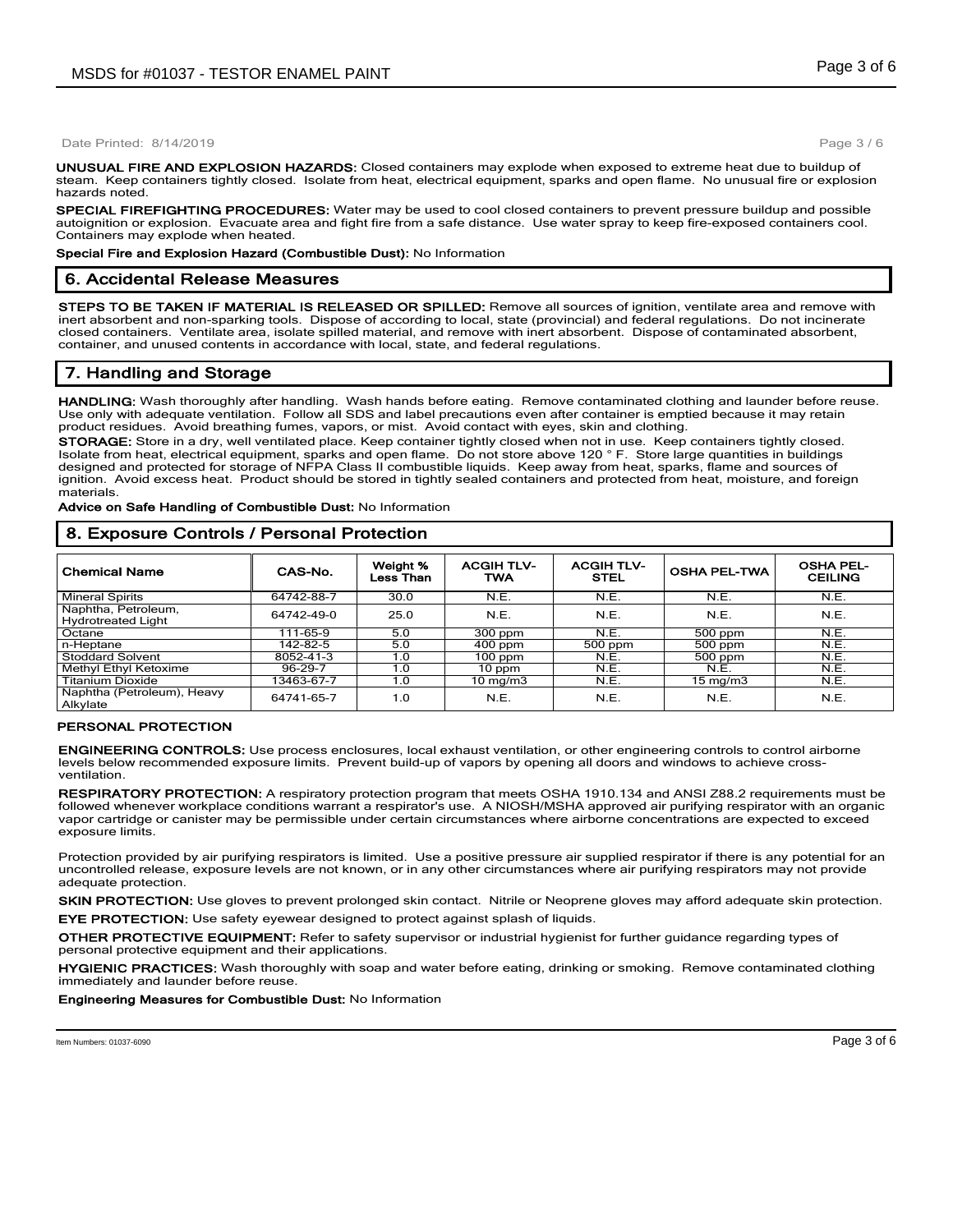**UNUSUAL FIRE AND EXPLOSION HAZARDS:** Closed containers may explode when exposed to extreme heat due to buildup of steam. Keep containers tightly closed. Isolate from heat, electrical equipment, sparks and open flame. No unusual fire or explosion hazards noted.

**SPECIAL FIREFIGHTING PROCEDURES:** Water may be used to cool closed containers to prevent pressure buildup and possible autoignition or explosion. Evacuate area and fight fire from a safe distance. Use water spray to keep fire-exposed containers cool. Containers may explode when heated.

**Special Fire and Explosion Hazard (Combustible Dust):** No Information

## 6. Accidental Release Measures

**STEPS TO BE TAKEN IF MATERIAL IS RELEASED OR SPILLED:** Remove all sources of ignition, ventilate area and remove with inert absorbent and non-sparking tools. Dispose of according to local, state (provincial) and federal regulations. Do not incinerate closed containers. Ventilate area, isolate spilled material, and remove with inert absorbent. Dispose of contaminated absorbent, container, and unused contents in accordance with local, state, and federal regulations.

## 7. Handling and Storage

**HANDLING:** Wash thoroughly after handling. Wash hands before eating. Remove contaminated clothing and launder before reuse. Use only with adequate ventilation. Follow all SDS and label precautions even after container is emptied because it may retain product residues. Avoid breathing fumes, vapors, or mist. Avoid contact with eyes, skin and clothing.

**STORAGE:** Store in a dry, well ventilated place. Keep container tightly closed when not in use. Keep containers tightly closed. Isolate from heat, electrical equipment, sparks and open flame. Do not store above 120 ° F. Store large quantities in buildings designed and protected for storage of NFPA Class II combustible liquids. Keep away from heat, sparks, flame and sources of ignition. Avoid excess heat. Product should be stored in tightly sealed containers and protected from heat, moisture, and foreign materials.

**Advice on Safe Handling of Combustible Dust:** No Information

## 8. Exposure Controls / Personal Protection

| Chemical Name | CAS-No. | Weight % Less Than | ACGIH TLV-TWA | ACGIH TLV-STEL | OSHA PEL-TWA | OSHA PEL-CEILING |
|---|---|---|---|---|---|---|
| Mineral Spirits | 64742-88-7 | 30.0 | N.E. | N.E. | N.E. | N.E. |
| Naphtha, Petroleum, Hydrotreated Light | 64742-49-0 | 25.0 | N.E. | N.E. | N.E. | N.E. |
| Octane | 111-65-9 | 5.0 | 300 ppm | N.E. | 500 ppm | N.E. |
| n-Heptane | 142-82-5 | 5.0 | 400 ppm | 500 ppm | 500 ppm | N.E. |
| Stoddard Solvent | 8052-41-3 | 1.0 | 100 ppm | N.E. | 500 ppm | N.E. |
| Methyl Ethyl Ketoxime | 96-29-7 | 1.0 | 10 ppm | N.E. | N.E. | N.E. |
| Titanium Dioxide | 13463-67-7 | 1.0 | 10 mg/m3 | N.E. | 15 mg/m3 | N.E. |
| Naphtha (Petroleum), Heavy Alkylate | 64741-65-7 | 1.0 | N.E. | N.E. | N.E. | N.E. |

### PERSONAL PROTECTION

**ENGINEERING CONTROLS:** Use process enclosures, local exhaust ventilation, or other engineering controls to control airborne levels below recommended exposure limits. Prevent build-up of vapors by opening all doors and windows to achieve cross-ventilation.

**RESPIRATORY PROTECTION:** A respiratory protection program that meets OSHA 1910.134 and ANSI Z88.2 requirements must be followed whenever workplace conditions warrant a respirator's use. A NIOSH/MSHA approved air purifying respirator with an organic vapor cartridge or canister may be permissible under certain circumstances where airborne concentrations are expected to exceed exposure limits.

Protection provided by air purifying respirators is limited. Use a positive pressure air supplied respirator if there is any potential for an uncontrolled release, exposure levels are not known, or in any other circumstances where air purifying respirators may not provide adequate protection.

**SKIN PROTECTION:** Use gloves to prevent prolonged skin contact. Nitrile or Neoprene gloves may afford adequate skin protection.

**EYE PROTECTION:** Use safety eyewear designed to protect against splash of liquids.

**OTHER PROTECTIVE EQUIPMENT:** Refer to safety supervisor or industrial hygienist for further guidance regarding types of personal protective equipment and their applications.

**HYGIENIC PRACTICES:** Wash thoroughly with soap and water before eating, drinking or smoking. Remove contaminated clothing immediately and launder before reuse.

**Engineering Measures for Combustible Dust:** No Information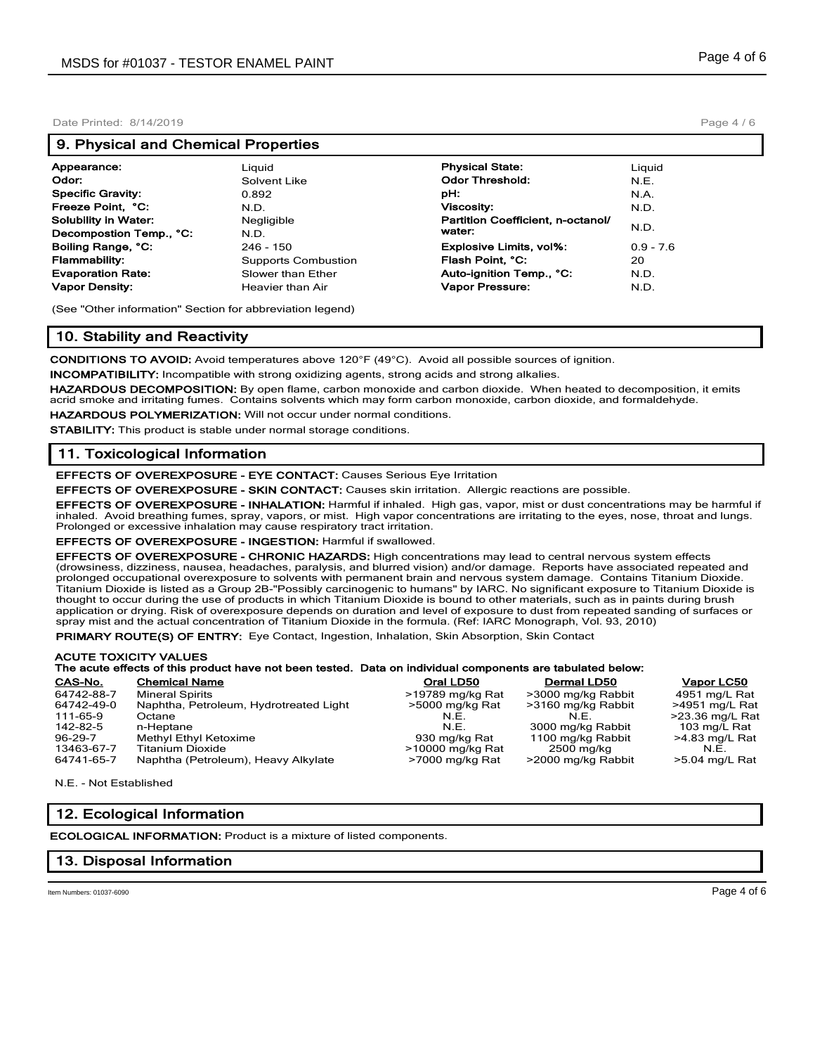## 9. Physical and Chemical Properties

| | | | |
|---|---|---|---|
| **Appearance:** | Liquid | **Physical State:** | Liquid |
| **Odor:** | Solvent Like | **Odor Threshold:** | N.E. |
| **Specific Gravity:** | 0.892 | **pH:** | N.A. |
| **Freeze Point, °C:** | N.D. | **Viscosity:** | N.D. |
| **Solubility in Water:** | Negligible | **Partition Coefficient, n-octanol/ water:** | N.D. |
| **Decompostion Temp., °C:** | N.D. | | |
| **Boiling Range, °C:** | 246 - 150 | **Explosive Limits, vol%:** | 0.9 - 7.6 |
| **Flammability:** | Supports Combustion | **Flash Point, °C:** | 20 |
| **Evaporation Rate:** | Slower than Ether | **Auto-ignition Temp., °C:** | N.D. |
| **Vapor Density:** | Heavier than Air | **Vapor Pressure:** | N.D. |

(See "Other information" Section for abbreviation legend)

## 10. Stability and Reactivity

**CONDITIONS TO AVOID:** Avoid temperatures above 120°F (49°C). Avoid all possible sources of ignition.

**INCOMPATIBILITY:** Incompatible with strong oxidizing agents, strong acids and strong alkalies.

**HAZARDOUS DECOMPOSITION:** By open flame, carbon monoxide and carbon dioxide. When heated to decomposition, it emits acrid smoke and irritating fumes. Contains solvents which may form carbon monoxide, carbon dioxide, and formaldehyde.

**HAZARDOUS POLYMERIZATION:** Will not occur under normal conditions.

**STABILITY:** This product is stable under normal storage conditions.

## 11. Toxicological Information

**EFFECTS OF OVEREXPOSURE - EYE CONTACT:** Causes Serious Eye Irritation

**EFFECTS OF OVEREXPOSURE - SKIN CONTACT:** Causes skin irritation. Allergic reactions are possible.

**EFFECTS OF OVEREXPOSURE - INHALATION:** Harmful if inhaled. High gas, vapor, mist or dust concentrations may be harmful if inhaled. Avoid breathing fumes, spray, vapors, or mist. High vapor concentrations are irritating to the eyes, nose, throat and lungs. Prolonged or excessive inhalation may cause respiratory tract irritation.

**EFFECTS OF OVEREXPOSURE - INGESTION:** Harmful if swallowed.

**EFFECTS OF OVEREXPOSURE - CHRONIC HAZARDS:** High concentrations may lead to central nervous system effects (drowsiness, dizziness, nausea, headaches, paralysis, and blurred vision) and/or damage. Reports have associated repeated and prolonged occupational overexposure to solvents with permanent brain and nervous system damage. Contains Titanium Dioxide. Titanium Dioxide is listed as a Group 2B-"Possibly carcinogenic to humans" by IARC. No significant exposure to Titanium Dioxide is thought to occur during the use of products in which Titanium Dioxide is bound to other materials, such as in paints during brush application or drying. Risk of overexposure depends on duration and level of exposure to dust from repeated sanding of surfaces or spray mist and the actual concentration of Titanium Dioxide in the formula. (Ref: IARC Monograph, Vol. 93, 2010)

**PRIMARY ROUTE(S) OF ENTRY:** Eye Contact, Ingestion, Inhalation, Skin Absorption, Skin Contact

**ACUTE TOXICITY VALUES**
**The acute effects of this product have not been tested. Data on individual components are tabulated below:**

| CAS-No. | Chemical Name | Oral LD50 | Dermal LD50 | Vapor LC50 |
|---|---|---|---|---|
| 64742-88-7 | Mineral Spirits | >19789 mg/kg Rat | >3000 mg/kg Rabbit | 4951 mg/L Rat |
| 64742-49-0 | Naphtha, Petroleum, Hydrotreated Light | >5000 mg/kg Rat | >3160 mg/kg Rabbit | >4951 mg/L Rat |
| 111-65-9 | Octane | N.E. | N.E. | >23.36 mg/L Rat |
| 142-82-5 | n-Heptane | N.E. | 3000 mg/kg Rabbit | 103 mg/L Rat |
| 96-29-7 | Methyl Ethyl Ketoxime | 930 mg/kg Rat | 1100 mg/kg Rabbit | >4.83 mg/L Rat |
| 13463-67-7 | Titanium Dioxide | >10000 mg/kg Rat | 2500 mg/kg | N.E. |
| 64741-65-7 | Naphtha (Petroleum), Heavy Alkylate | >7000 mg/kg Rat | >2000 mg/kg Rabbit | >5.04 mg/L Rat |

N.E. - Not Established

## 12. Ecological Information

**ECOLOGICAL INFORMATION:** Product is a mixture of listed components.

## 13. Disposal Information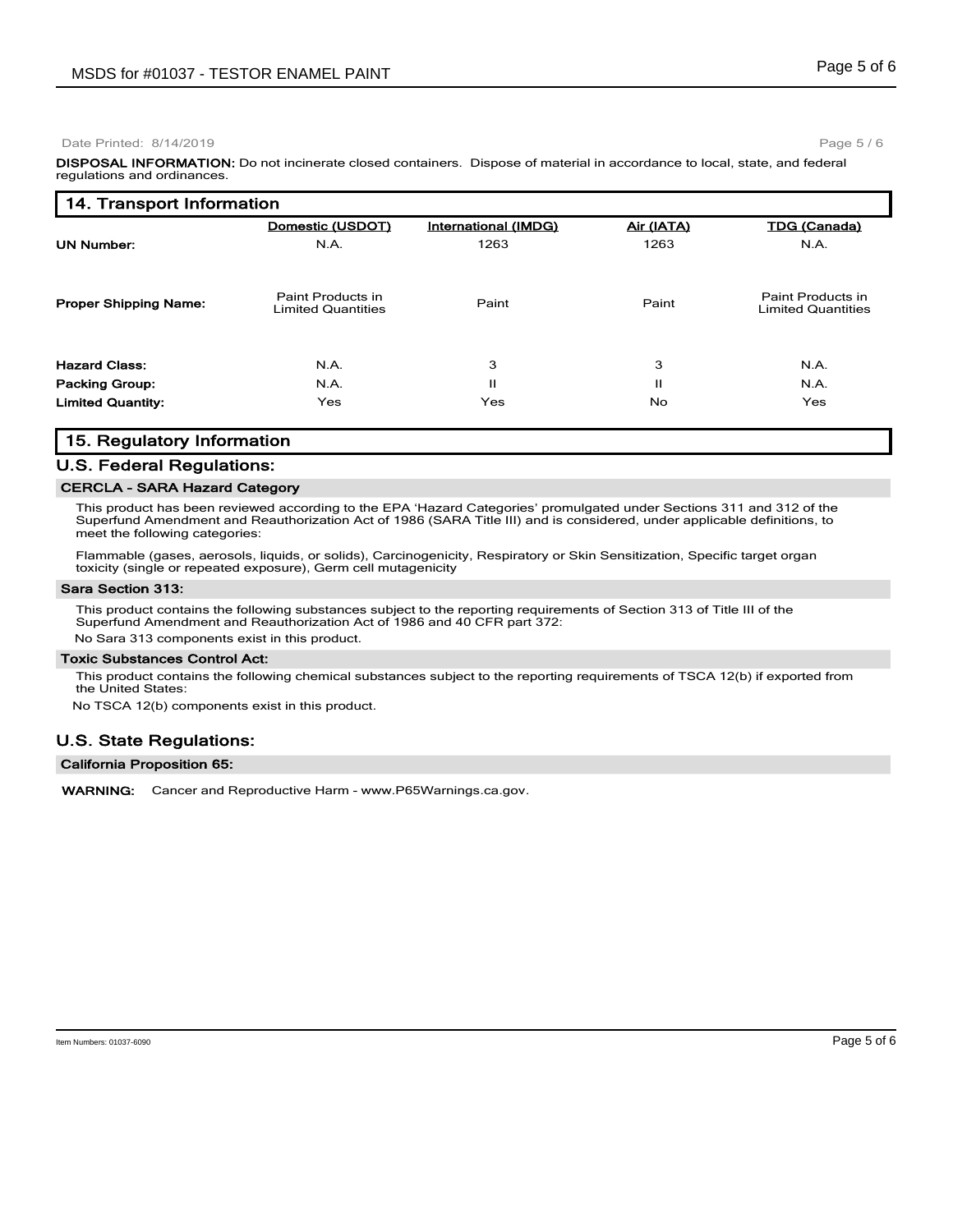**DISPOSAL INFORMATION:** Do not incinerate closed containers. Dispose of material in accordance to local, state, and federal regulations and ordinances.

## 14. Transport Information

| | Domestic (USDOT) | International (IMDG) | Air (IATA) | TDG (Canada) |
|---|---|---|---|---|
| **UN Number:** | N.A. | 1263 | 1263 | N.A. |
| **Proper Shipping Name:** | Paint Products in Limited Quantities | Paint | Paint | Paint Products in Limited Quantities |
| **Hazard Class:** | N.A. | 3 | 3 | N.A. |
| **Packing Group:** | N.A. | II | II | N.A. |
| **Limited Quantity:** | Yes | Yes | No | Yes |

## 15. Regulatory Information

### U.S. Federal Regulations:

#### CERCLA - SARA Hazard Category

This product has been reviewed according to the EPA 'Hazard Categories' promulgated under Sections 311 and 312 of the Superfund Amendment and Reauthorization Act of 1986 (SARA Title III) and is considered, under applicable definitions, to meet the following categories:

Flammable (gases, aerosols, liquids, or solids), Carcinogenicity, Respiratory or Skin Sensitization, Specific target organ toxicity (single or repeated exposure), Germ cell mutagenicity

#### Sara Section 313:

This product contains the following substances subject to the reporting requirements of Section 313 of Title III of the Superfund Amendment and Reauthorization Act of 1986 and 40 CFR part 372:

No Sara 313 components exist in this product.

#### Toxic Substances Control Act:

This product contains the following chemical substances subject to the reporting requirements of TSCA 12(b) if exported from the United States:

No TSCA 12(b) components exist in this product.

### U.S. State Regulations:

#### California Proposition 65:

**WARNING:** Cancer and Reproductive Harm - www.P65Warnings.ca.gov.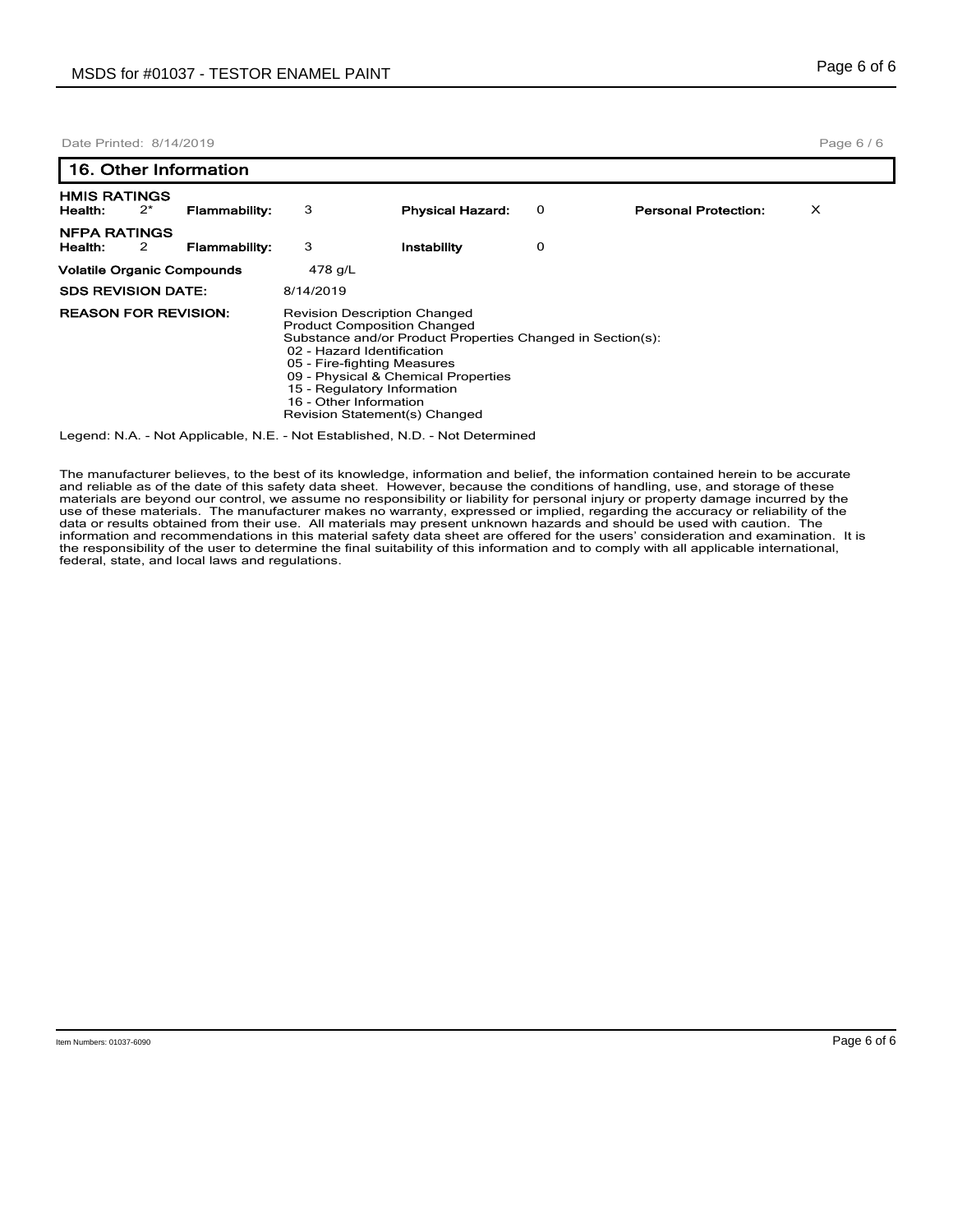Date Printed: 8/14/2019

## 16. Other Information

**HMIS RATINGS**

| | | | | | | | |
|---|---|---|---|---|---|---|---|
| **Health:** | 2* | **Flammability:** | 3 | **Physical Hazard:** | 0 | **Personal Protection:** | X |

**NFPA RATINGS**

| | | | | | |
|---|---|---|---|---|---|
| **Health:** | 2 | **Flammability:** | 3 | **Instability** | 0 |

**Volatile Organic Compounds** 478 g/L

**SDS REVISION DATE:** 8/14/2019

**REASON FOR REVISION:**

Revision Description Changed
Product Composition Changed
Substance and/or Product Properties Changed in Section(s):
02 - Hazard Identification
05 - Fire-fighting Measures
09 - Physical & Chemical Properties
15 - Regulatory Information
16 - Other Information
Revision Statement(s) Changed

Legend: N.A. - Not Applicable, N.E. - Not Established, N.D. - Not Determined

The manufacturer believes, to the best of its knowledge, information and belief, the information contained herein to be accurate and reliable as of the date of this safety data sheet. However, because the conditions of handling, use, and storage of these materials are beyond our control, we assume no responsibility or liability for personal injury or property damage incurred by the use of these materials. The manufacturer makes no warranty, expressed or implied, regarding the accuracy or reliability of the data or results obtained from their use. All materials may present unknown hazards and should be used with caution. The information and recommendations in this material safety data sheet are offered for the users' consideration and examination. It is the responsibility of the user to determine the final suitability of this information and to comply with all applicable international, federal, state, and local laws and regulations.

Item Numbers: 01037-6090